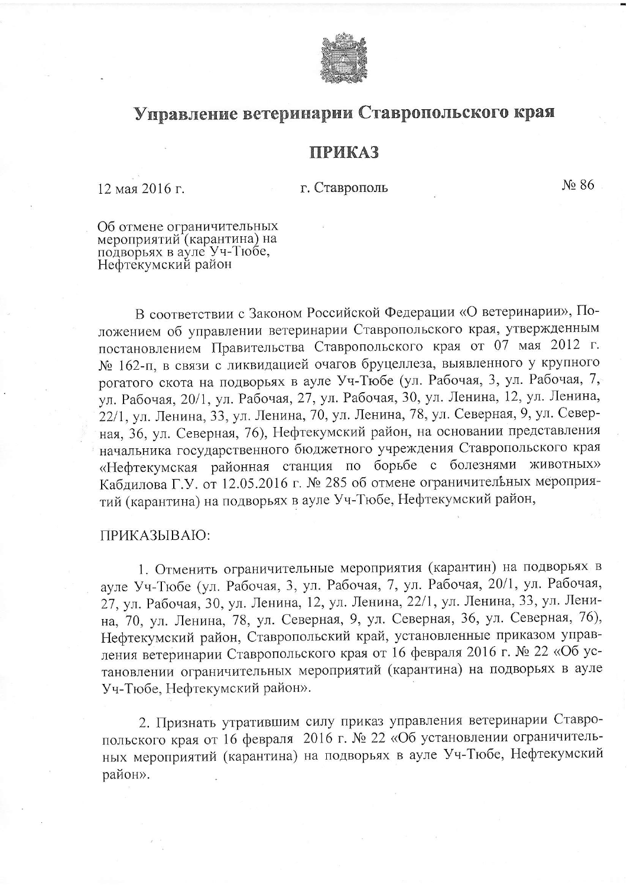# Управление ветеринарии Ставропольского края

## ПРИКАЗ

12 мая 2016 г. г. Ставрополь № 86

Об отмене ограничительных мероприятий (карантина) на подворьях в ауле Уч-Тюбе, Нефтекумский район

В соответствии с Законом Российской Федерации «О ветеринарии», Положением об управлении ветеринарии Ставропольского края, утвержденным постановлением Правительства Ставропольского края от 07 мая 2012 г. № 162-п, в связи с ликвидацией очагов бруцеллеза, выявленного у крупного рогатого скота на подворьях в ауле Уч-Тюбе (ул. Рабочая, 3, ул. Рабочая, 7, ул. Рабочая, 20/1, ул. Рабочая, 27, ул. Рабочая, 30, ул. Ленина, 12, ул. Ленина, 22/1, ул. Ленина, 33, ул. Ленина, 70, ул. Ленина, 78, ул. Северная, 9, ул. Северная, 36, ул. Северная, 76), Нефтекумский район, на основании представления начальника государственного бюджетного учреждения Ставропольского края «Нефтекумская районная станция по борьбе с болезнями животных» Кабдилова Г.У. от 12.05.2016 г. № 285 об отмене ограничительных мероприятий (карантина) на подворьях в ауле Уч-Тюбе, Нефтекумский район,

ПРИКАЗЫВАЮ:

1. Отменить ограничительные мероприятия (карантин) на подворьях в ауле Уч-Тюбе (ул. Рабочая, 3, ул. Рабочая, 7, ул. Рабочая, 20/1, ул. Рабочая, 27, ул. Рабочая, 30, ул. Ленина, 12, ул. Ленина, 22/1, ул. Ленина, 33, ул. Ленина, 70, ул. Ленина, 78, ул. Северная, 9, ул. Северная, 36, ул. Северная, 76), Нефтекумский район, Ставропольский край, установленные приказом управления ветеринарии Ставропольского края от 16 февраля 2016 г. № 22 «Об установлении ограничительных мероприятий (карантина) на подворьях в ауле Уч-Тюбе, Нефтекумский район».

2. Признать утратившим силу приказ управления ветеринарии Ставропольского края от 16 февраля 2016 г. № 22 «Об установлении ограничительных мероприятий (карантина) на подворьях в ауле Уч-Тюбе, Нефтекумский район».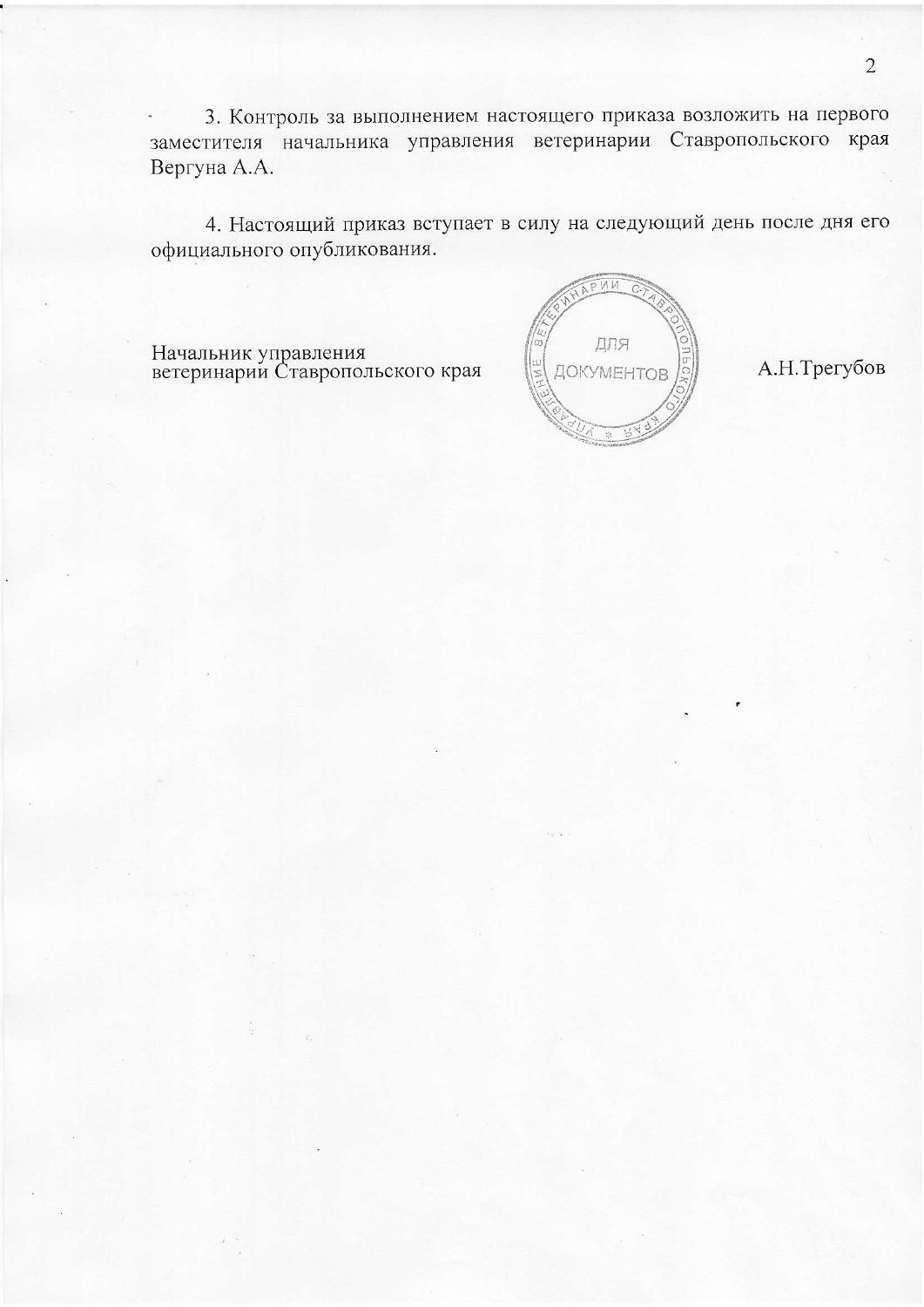3. Контроль за выполнением настоящего приказа возложить на первого заместителя начальника управления ветеринарии Ставропольского края Вергуна А.А.

4. Настоящий приказ вступает в силу на следующий день после дня его официального опубликования.

Начальник управления
ветеринарии Ставропольского края

А.Н.Трегубов